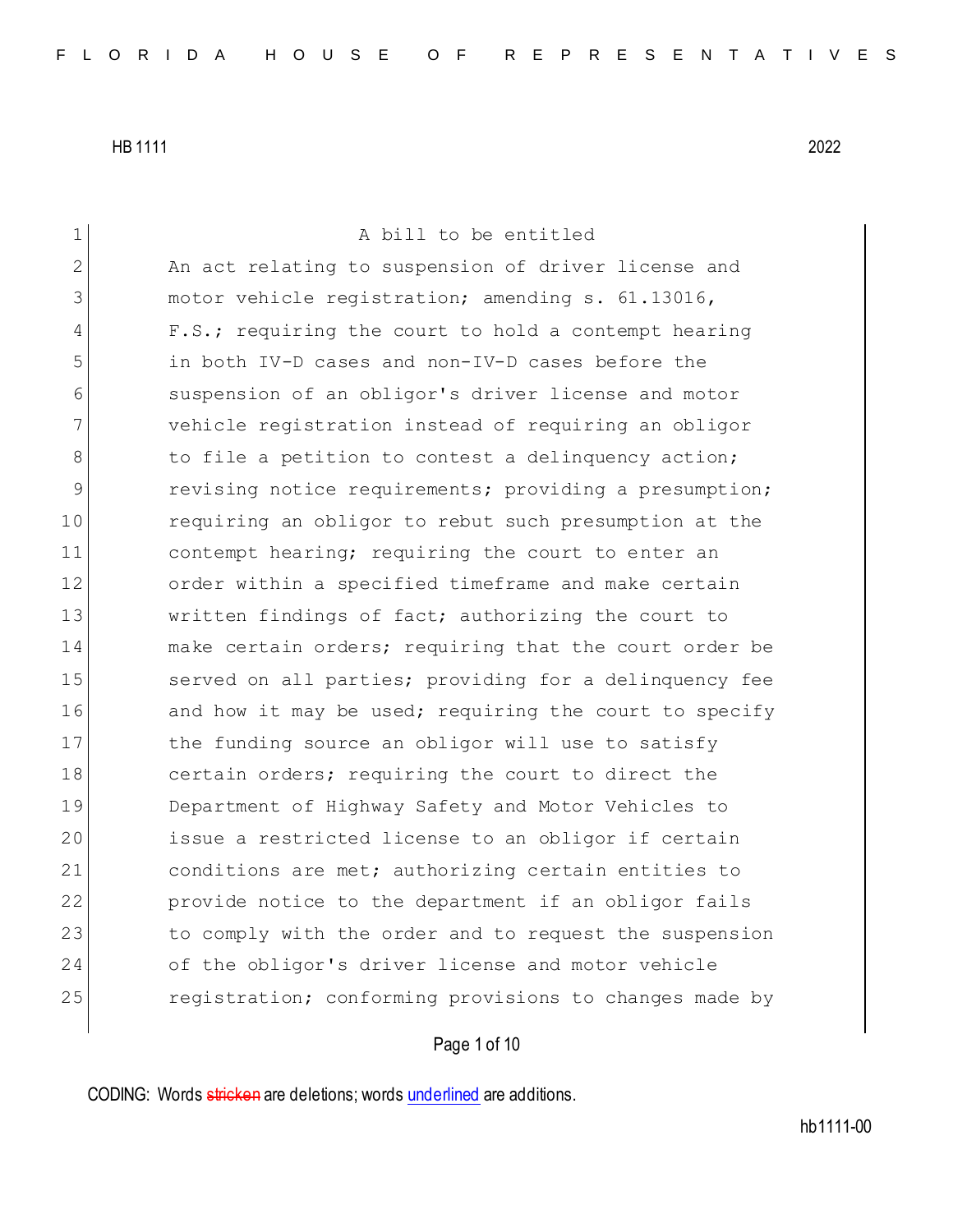HB 1111 2022

A bill to be entitled

An act relating to suspension of driver license and motor vehicle registration; amending s. 61.13016, F.S.; requiring the court to hold a contempt hearing in both IV-D cases and non-IV-D cases before the suspension of an obligor's driver license and motor vehicle registration instead of requiring an obligor to file a petition to contest a delinquency action; revising notice requirements; providing a presumption; requiring an obligor to rebut such presumption at the contempt hearing; requiring the court to enter an order within a specified timeframe and make certain written findings of fact; authorizing the court to make certain orders; requiring that the court order be served on all parties; providing for a delinquency fee and how it may be used; requiring the court to specify the funding source an obligor will use to satisfy certain orders; requiring the court to direct the Department of Highway Safety and Motor Vehicles to issue a restricted license to an obligor if certain conditions are met; authorizing certain entities to provide notice to the department if an obligor fails to comply with the order and to request the suspension of the obligor's driver license and motor vehicle registration; conforming provisions to changes made by

CODING: Words stricken are deletions; words underlined are additions.

hb1111-00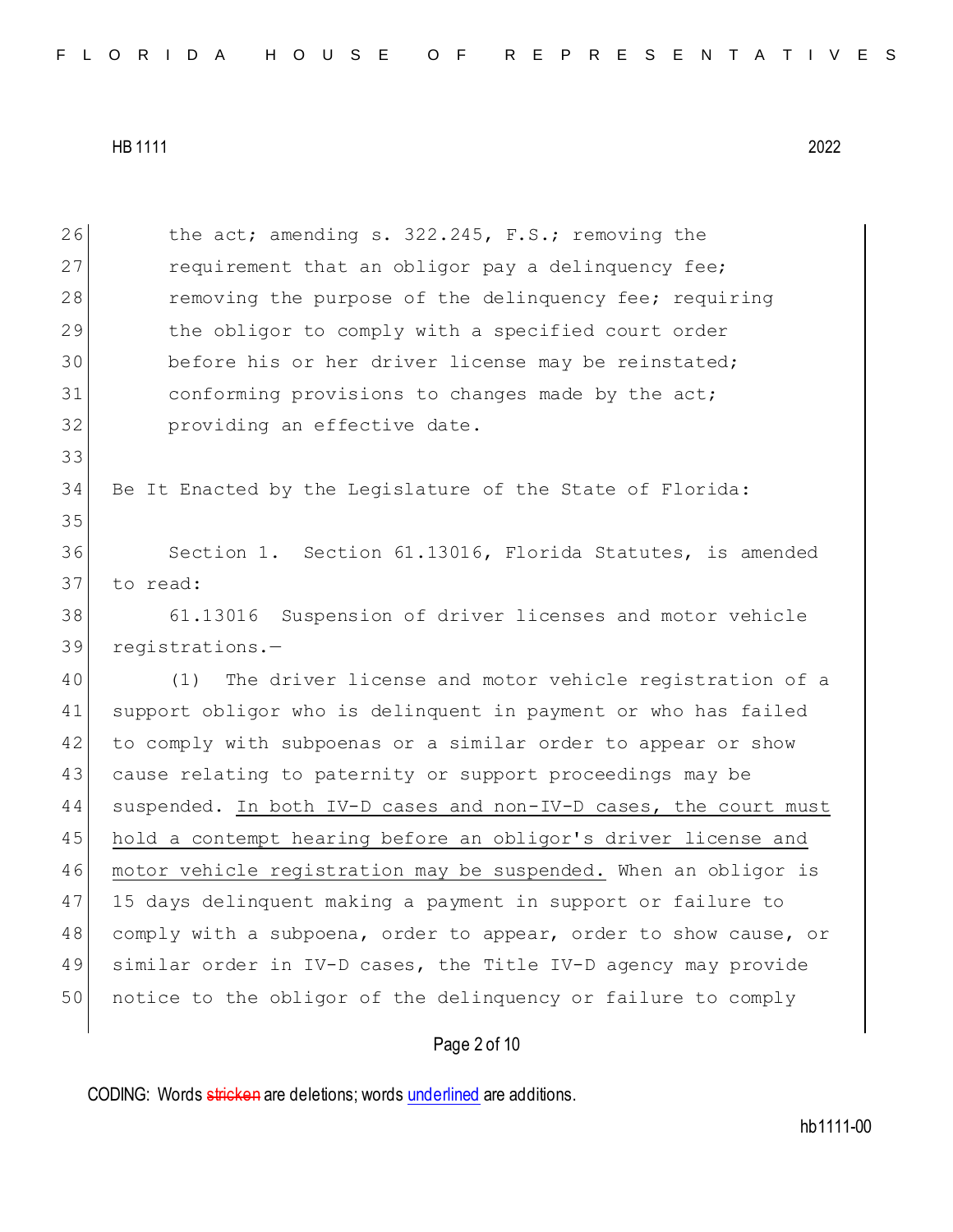the act; amending s. 322.245, F.S.; removing the requirement that an obligor pay a delinquency fee; removing the purpose of the delinquency fee; requiring the obligor to comply with a specified court order before his or her driver license may be reinstated; conforming provisions to changes made by the act; providing an effective date.

Be It Enacted by the Legislature of the State of Florida:

Section 1. Section 61.13016, Florida Statutes, is amended to read:

61.13016 Suspension of driver licenses and motor vehicle registrations.—

(1) The driver license and motor vehicle registration of a support obligor who is delinquent in payment or who has failed to comply with subpoenas or a similar order to appear or show cause relating to paternity or support proceedings may be suspended. <u>In both IV-D cases and non-IV-D cases, the court must hold a contempt hearing before an obligor's driver license and motor vehicle registration may be suspended.</u> When an obligor is 15 days delinquent making a payment in support or failure to comply with a subpoena, order to appear, order to show cause, or similar order in IV-D cases, the Title IV-D agency may provide notice to the obligor of the delinquency or failure to comply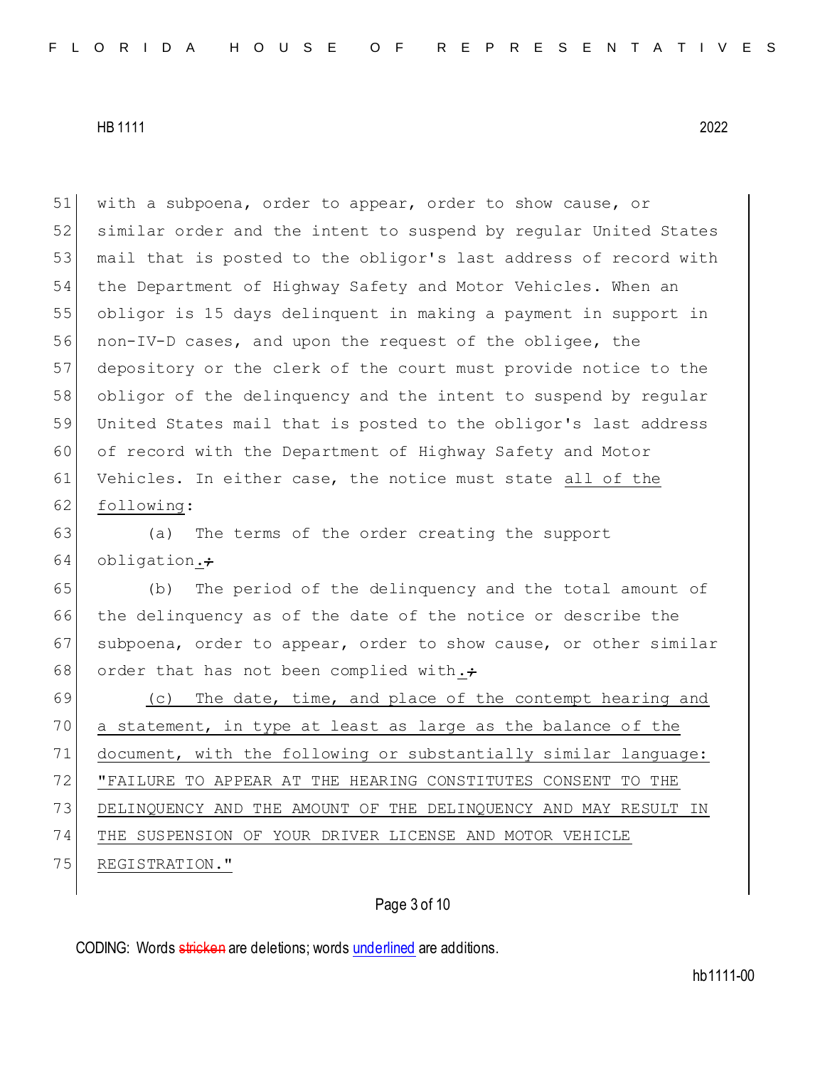51 with a subpoena, order to appear, order to show cause, or
52 similar order and the intent to suspend by regular United States
53 mail that is posted to the obligor's last address of record with
54 the Department of Highway Safety and Motor Vehicles. When an
55 obligor is 15 days delinquent in making a payment in support in
56 non-IV-D cases, and upon the request of the obligee, the
57 depository or the clerk of the court must provide notice to the
58 obligor of the delinquency and the intent to suspend by regular
59 United States mail that is posted to the obligor's last address
60 of record with the Department of Highway Safety and Motor
61 Vehicles. In either case, the notice must state <u>all of the</u>
62 <u>following</u>:

63 (a) The terms of the order creating the support
64 obligation<u>.</u>~~;~~

65 (b) The period of the delinquency and the total amount of
66 the delinquency as of the date of the notice or describe the
67 subpoena, order to appear, order to show cause, or other similar
68 order that has not been complied with<u>.</u>~~;~~

69 <u>(c) The date, time, and place of the contempt hearing and</u>
70 <u>a statement, in type at least as large as the balance of the</u>
71 <u>document, with the following or substantially similar language:</u>
72 <u>"FAILURE TO APPEAR AT THE HEARING CONSTITUTES CONSENT TO THE</u>
73 <u>DELINQUENCY AND THE AMOUNT OF THE DELINQUENCY AND MAY RESULT IN</u>
74 <u>THE SUSPENSION OF YOUR DRIVER LICENSE AND MOTOR VEHICLE</u>
75 <u>REGISTRATION."</u>

CODING: Words ~~stricken~~ are deletions; words <u>underlined</u> are additions.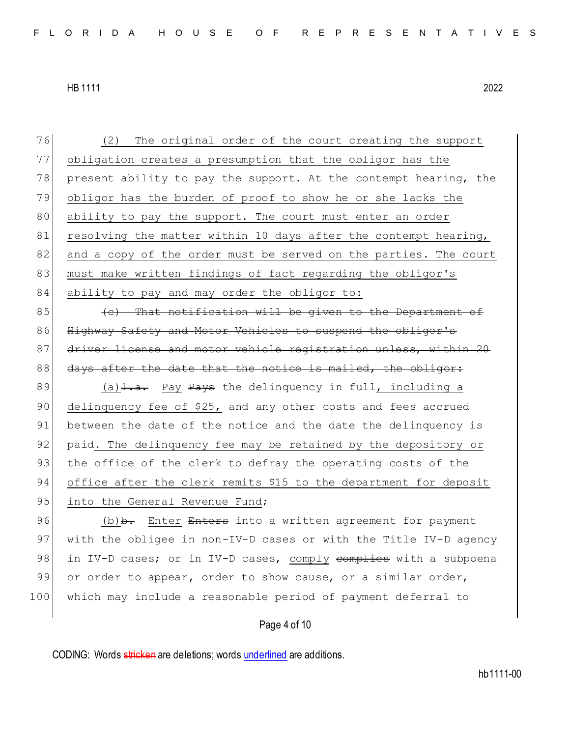(2) The original order of the court creating the support obligation creates a presumption that the obligor has the present ability to pay the support. At the contempt hearing, the obligor has the burden of proof to show he or she lacks the ability to pay the support. The court must enter an order resolving the matter within 10 days after the contempt hearing, and a copy of the order must be served on the parties. The court must make written findings of fact regarding the obligor's ability to pay and may order the obligor to:

~~(c) That notification will be given to the Department of Highway Safety and Motor Vehicles to suspend the obligor's driver license and motor vehicle registration unless, within 20 days after the date that the notice is mailed, the obligor:~~

(a)~~1.a.~~ Pay ~~Pays~~ the delinquency in full, including a delinquency fee of $25, and any other costs and fees accrued between the date of the notice and the date the delinquency is paid. The delinquency fee may be retained by the depository or the office of the clerk to defray the operating costs of the office after the clerk remits $15 to the department for deposit into the General Revenue Fund;

(b)~~b.~~ Enter ~~Enters~~ into a written agreement for payment with the obligee in non-IV-D cases or with the Title IV-D agency in IV-D cases; or in IV-D cases, comply ~~complies~~ with a subpoena or order to appear, order to show cause, or a similar order, which may include a reasonable period of payment deferral to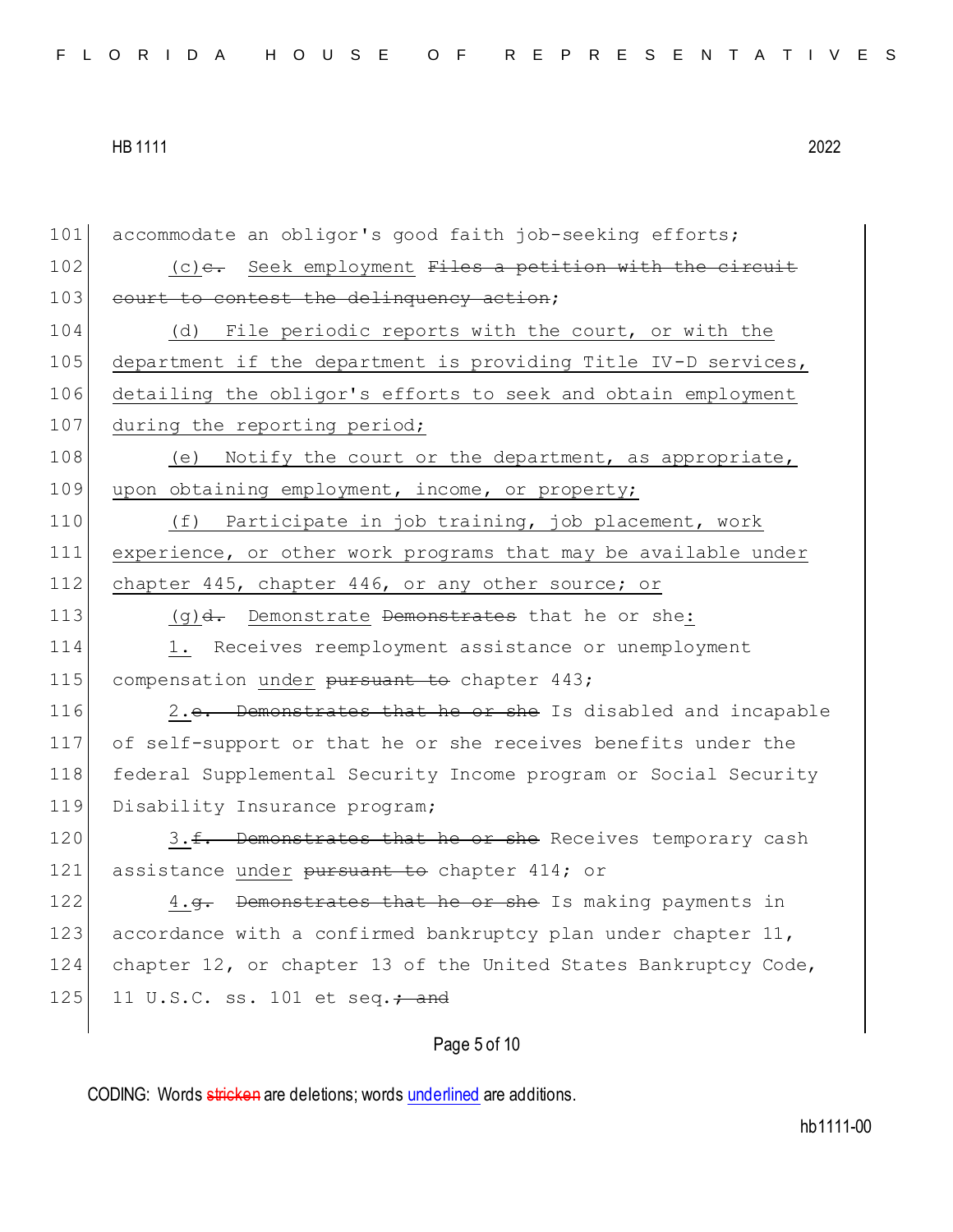accommodate an obligor's good faith job-seeking efforts;

(c)~~c.~~ Seek employment ~~Files a petition with the circuit court to contest the delinquency action~~;

(d) File periodic reports with the court, or with the department if the department is providing Title IV-D services, detailing the obligor's efforts to seek and obtain employment during the reporting period;

(e) Notify the court or the department, as appropriate, upon obtaining employment, income, or property;

(f) Participate in job training, job placement, work experience, or other work programs that may be available under chapter 445, chapter 446, or any other source; or

(g)~~d.~~ Demonstrate ~~Demonstrates~~ that he or she:

1. Receives reemployment assistance or unemployment compensation under ~~pursuant to~~ chapter 443;

2.~~e. Demonstrates that he or she~~ Is disabled and incapable of self-support or that he or she receives benefits under the federal Supplemental Security Income program or Social Security Disability Insurance program;

3.~~f. Demonstrates that he or she~~ Receives temporary cash assistance under ~~pursuant to~~ chapter 414; or

4.~~g. Demonstrates that he or she~~ Is making payments in accordance with a confirmed bankruptcy plan under chapter 11, chapter 12, or chapter 13 of the United States Bankruptcy Code, 11 U.S.C. ss. 101 et seq.~~; and~~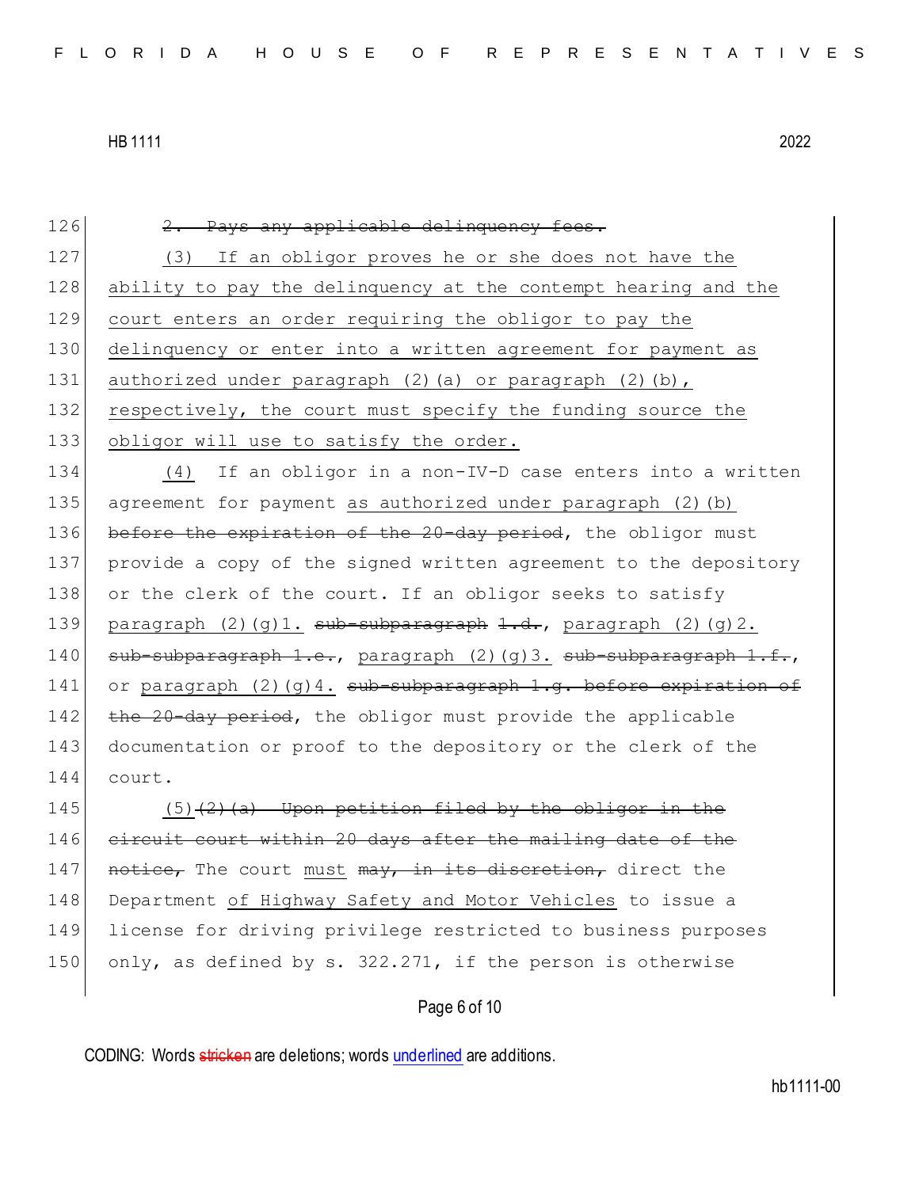126 ~~2. Pays any applicable delinquency fees.~~

127 <u>(3) If an obligor proves he or she does not have the</u>
128 <u>ability to pay the delinquency at the contempt hearing and the</u>
129 <u>court enters an order requiring the obligor to pay the</u>
130 <u>delinquency or enter into a written agreement for payment as</u>
131 <u>authorized under paragraph (2)(a) or paragraph (2)(b),</u>
132 <u>respectively, the court must specify the funding source the</u>
133 <u>obligor will use to satisfy the order.</u>

134 <u>(4)</u> If an obligor in a non-IV-D case enters into a written
135 agreement for payment <u>as authorized under paragraph (2)(b)</u>
136 ~~before the expiration of the 20-day period~~, the obligor must
137 provide a copy of the signed written agreement to the depository
138 or the clerk of the court. If an obligor seeks to satisfy
139 <u>paragraph (2)(g)1.</u> ~~sub-subparagraph 1.d.~~, <u>paragraph (2)(g)2.</u>
140 ~~sub-subparagraph 1.e.~~, <u>paragraph (2)(g)3.</u> ~~sub-subparagraph 1.f.~~,
141 or <u>paragraph (2)(g)4.</u> ~~sub-subparagraph 1.g. before expiration of~~
142 ~~the 20-day period~~, the obligor must provide the applicable
143 documentation or proof to the depository or the clerk of the
144 court.

145 <u>(5)</u>~~(2)(a) Upon petition filed by the obligor in the~~
146 ~~circuit court within 20 days after the mailing date of the~~
147 ~~notice,~~ The court <u>must</u> ~~may, in its discretion,~~ direct the
148 Department <u>of Highway Safety and Motor Vehicles</u> to issue a
149 license for driving privilege restricted to business purposes
150 only, as defined by s. 322.271, if the person is otherwise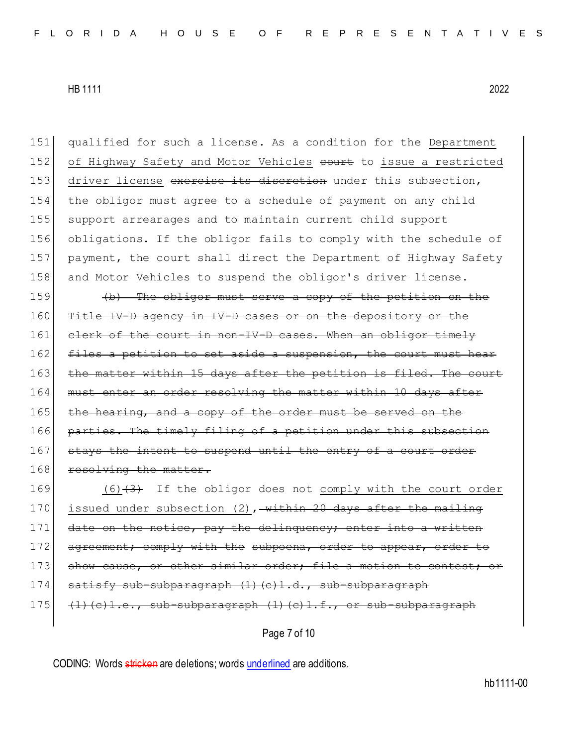151 qualified for such a license. As a condition for the <u>Department</u>
152 <u>of Highway Safety and Motor Vehicles</u> ~~court~~ to <u>issue a restricted</u>
153 <u>driver license</u> ~~exercise its discretion~~ under this subsection,
154 the obligor must agree to a schedule of payment on any child
155 support arrearages and to maintain current child support
156 obligations. If the obligor fails to comply with the schedule of
157 payment, the court shall direct the Department of Highway Safety
158 and Motor Vehicles to suspend the obligor's driver license.

159 ~~(b) The obligor must serve a copy of the petition on the~~
160 ~~Title IV-D agency in IV-D cases or on the depository or the~~
161 ~~clerk of the court in non-IV-D cases. When an obligor timely~~
162 ~~files a petition to set aside a suspension, the court must hear~~
163 ~~the matter within 15 days after the petition is filed. The court~~
164 ~~must enter an order resolving the matter within 10 days after~~
165 ~~the hearing, and a copy of the order must be served on the~~
166 ~~parties. The timely filing of a petition under this subsection~~
167 ~~stays the intent to suspend until the entry of a court order~~
168 ~~resolving the matter.~~

169 <u>(6)</u>~~(3)~~ If the obligor does not <u>comply with the court order</u>
170 <u>issued under subsection (2)</u>, ~~within 20 days after the mailing~~
171 ~~date on the notice, pay the delinquency; enter into a written~~
172 ~~agreement; comply with the subpoena, order to appear, order to~~
173 ~~show cause, or other similar order; file a motion to contest; or~~
174 ~~satisfy sub-subparagraph (1)(c)1.d., sub-subparagraph~~
175 ~~(1)(c)1.e., sub-subparagraph (1)(c)1.f., or sub-subparagraph~~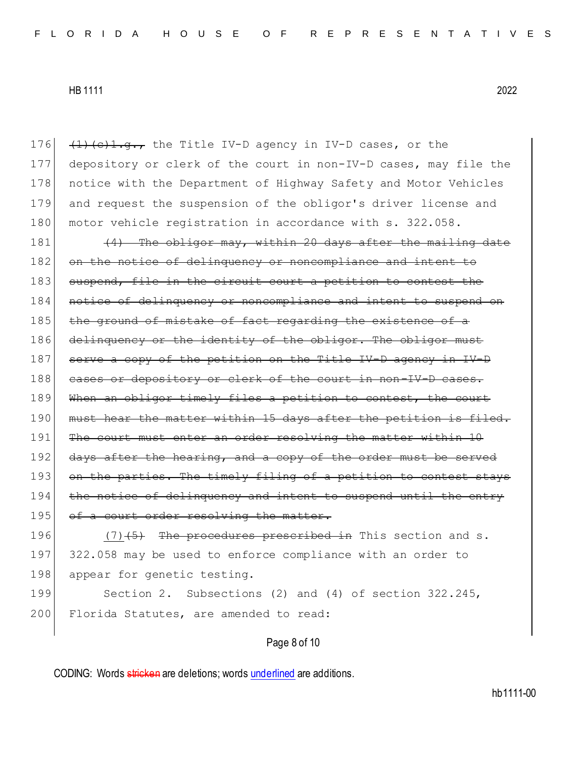~~(1)(c)1.g.,~~ the Title IV-D agency in IV-D cases, or the depository or clerk of the court in non-IV-D cases, may file the notice with the Department of Highway Safety and Motor Vehicles and request the suspension of the obligor's driver license and motor vehicle registration in accordance with s. 322.058.

~~(4) The obligor may, within 20 days after the mailing date on the notice of delinquency or noncompliance and intent to suspend, file in the circuit court a petition to contest the notice of delinquency or noncompliance and intent to suspend on the ground of mistake of fact regarding the existence of a delinquency or the identity of the obligor. The obligor must serve a copy of the petition on the Title IV-D agency in IV-D cases or depository or clerk of the court in non-IV-D cases. When an obligor timely files a petition to contest, the court must hear the matter within 15 days after the petition is filed. The court must enter an order resolving the matter within 10 days after the hearing, and a copy of the order must be served on the parties. The timely filing of a petition to contest stays the notice of delinquency and intent to suspend until the entry of a court order resolving the matter.~~

<u>(7)</u>~~(5)~~ ~~The procedures prescribed in~~ This section and s. 322.058 may be used to enforce compliance with an order to appear for genetic testing.

Section 2. Subsections (2) and (4) of section 322.245, Florida Statutes, are amended to read: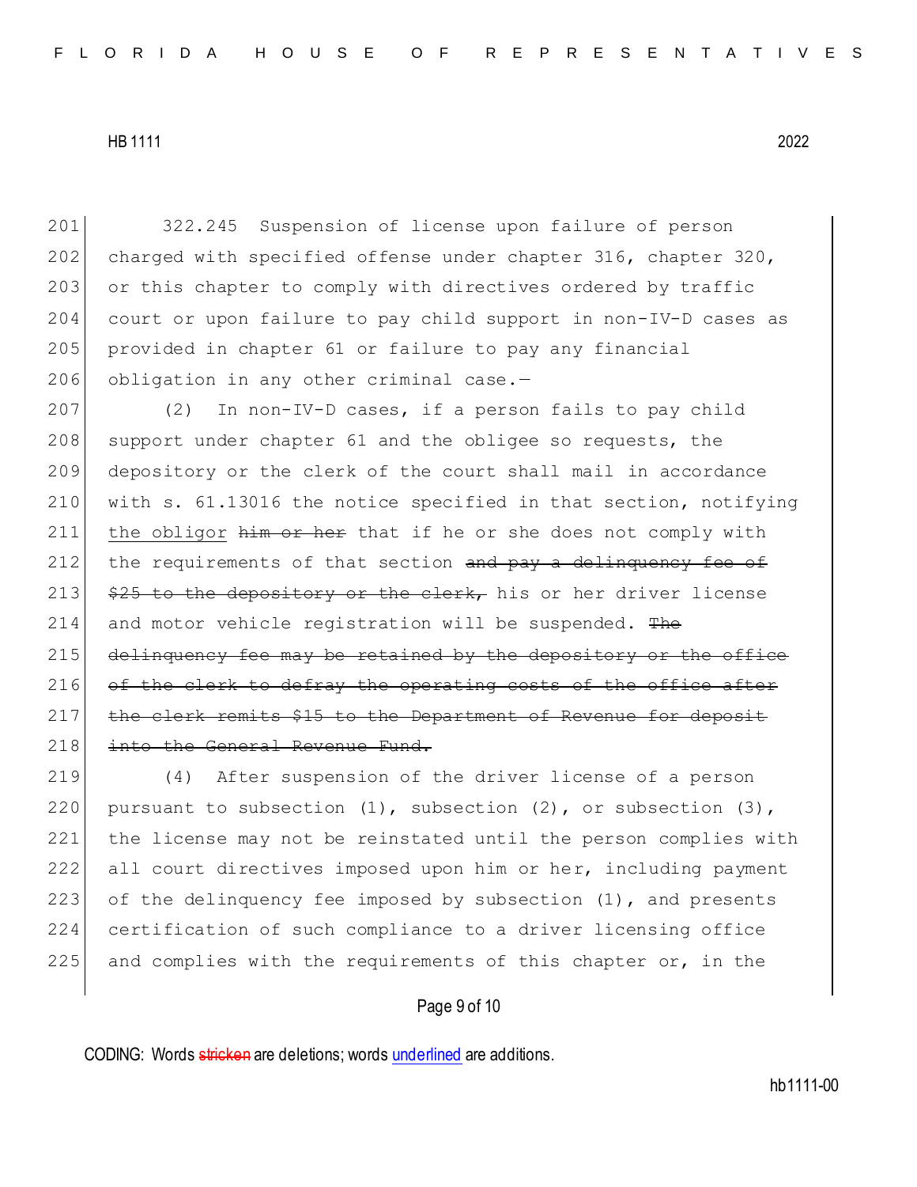322.245 Suspension of license upon failure of person charged with specified offense under chapter 316, chapter 320, or this chapter to comply with directives ordered by traffic court or upon failure to pay child support in non-IV-D cases as provided in chapter 61 or failure to pay any financial obligation in any other criminal case.—

(2) In non-IV-D cases, if a person fails to pay child support under chapter 61 and the obligee so requests, the depository or the clerk of the court shall mail in accordance with s. 61.13016 the notice specified in that section, notifying <u>the obligor</u> ~~him or her~~ that if he or she does not comply with the requirements of that section ~~and pay a delinquency fee of \$25 to the depository or the clerk,~~ his or her driver license and motor vehicle registration will be suspended. ~~The delinquency fee may be retained by the depository or the office of the clerk to defray the operating costs of the office after the clerk remits \$15 to the Department of Revenue for deposit into the General Revenue Fund.~~

(4) After suspension of the driver license of a person pursuant to subsection (1), subsection (2), or subsection (3), the license may not be reinstated until the person complies with all court directives imposed upon him or her, including payment of the delinquency fee imposed by subsection (1), and presents certification of such compliance to a driver licensing office and complies with the requirements of this chapter or, in the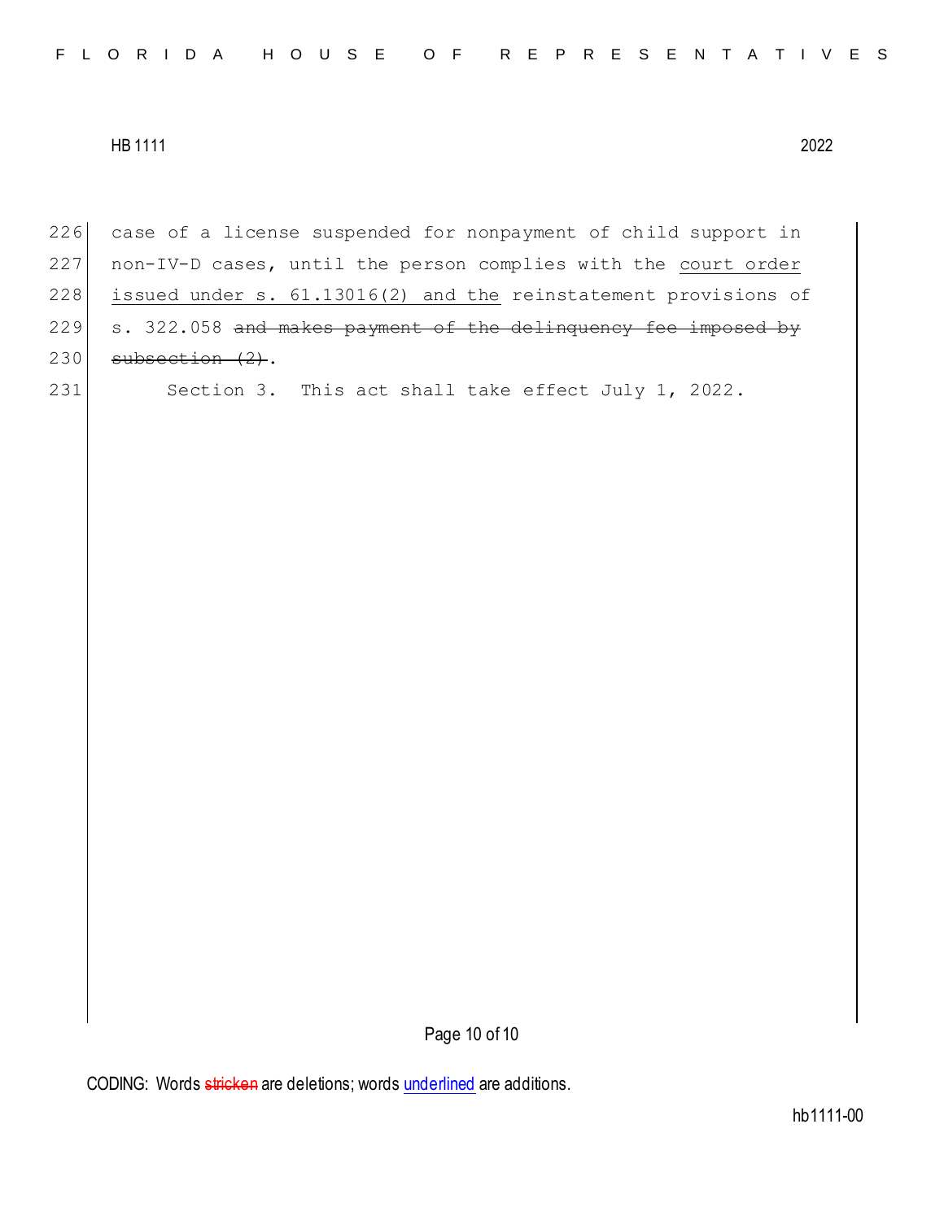226 case of a license suspended for nonpayment of child support in
227 non-IV-D cases, until the person complies with the court order
228 issued under s. 61.13016(2) and the reinstatement provisions of
229 s. 322.058 ~~and makes payment of the delinquency fee imposed by~~
230 ~~subsection (2)~~.

231 Section 3. This act shall take effect July 1, 2022.

CODING: Words ~~stricken~~ are deletions; words underlined are additions.